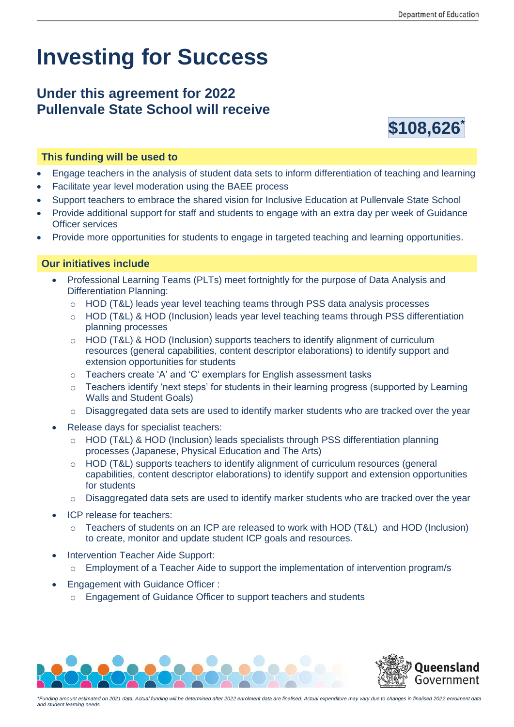# Investing for Success

## Under this agreement for 2022 Pullenvale State School will receive

**$108,626***

### This funding will be used to

- Engage teachers in the analysis of student data sets to inform differentiation of teaching and learning
- Facilitate year level moderation using the BAEE process
- Support teachers to embrace the shared vision for Inclusive Education at Pullenvale State School
- Provide additional support for staff and students to engage with an extra day per week of Guidance Officer services
- Provide more opportunities for students to engage in targeted teaching and learning opportunities.

### Our initiatives include

- Professional Learning Teams (PLTs) meet fortnightly for the purpose of Data Analysis and Differentiation Planning:
  - HOD (T&L) leads year level teaching teams through PSS data analysis processes
  - HOD (T&L) & HOD (Inclusion) leads year level teaching teams through PSS differentiation planning processes
  - HOD (T&L) & HOD (Inclusion) supports teachers to identify alignment of curriculum resources (general capabilities, content descriptor elaborations) to identify support and extension opportunities for students
  - Teachers create 'A' and 'C' exemplars for English assessment tasks
  - Teachers identify 'next steps' for students in their learning progress (supported by Learning Walls and Student Goals)
  - Disaggregated data sets are used to identify marker students who are tracked over the year
- Release days for specialist teachers:
  - HOD (T&L) & HOD (Inclusion) leads specialists through PSS differentiation planning processes (Japanese, Physical Education and The Arts)
  - HOD (T&L) supports teachers to identify alignment of curriculum resources (general capabilities, content descriptor elaborations) to identify support and extension opportunities for students
  - Disaggregated data sets are used to identify marker students who are tracked over the year
- ICP release for teachers:
  - Teachers of students on an ICP are released to work with HOD (T&L) and HOD (Inclusion) to create, monitor and update student ICP goals and resources.
- Intervention Teacher Aide Support:
  - Employment of a Teacher Aide to support the implementation of intervention program/s
- Engagement with Guidance Officer :
  - Engagement of Guidance Officer to support teachers and students

*\*Funding amount estimated on 2021 data. Actual funding will be determined after 2022 enrolment data are finalised. Actual expenditure may vary due to changes in finalised 2022 enrolment data and student learning needs.*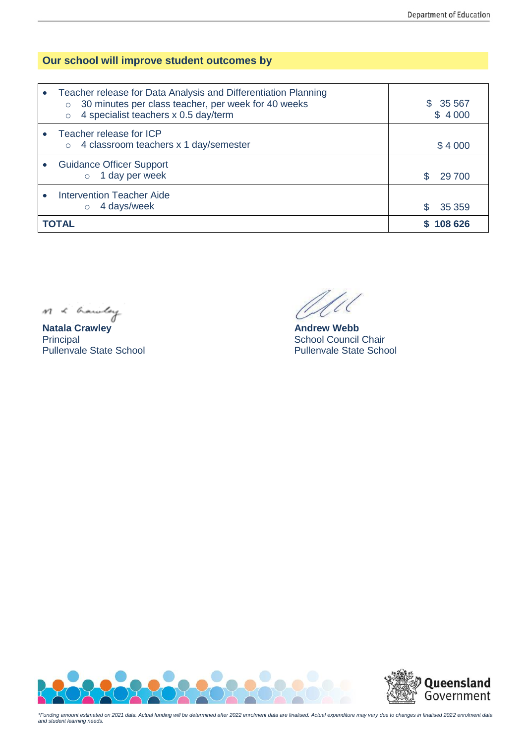## Our school will improve student outcomes by

| | |
|---|---|
| • Teacher release for Data Analysis and Differentiation Planning<br>○ 30 minutes per class teacher, per week for 40 weeks<br>○ 4 specialist teachers x 0.5 day/term | $ 35 567<br>$ 4 000 |
| • Teacher release for ICP<br>○ 4 classroom teachers x 1 day/semester | $ 4 000 |
| • Guidance Officer Support<br>○ 1 day per week | $ 29 700 |
| • Intervention Teacher Aide<br>○ 4 days/week | $ 35 359 |
| **TOTAL** | **$ 108 626** |

**Natala Crawley**
Principal
Pullenvale State School

**Andrew Webb**
School Council Chair
Pullenvale State School

*\*Funding amount estimated on 2021 data. Actual funding will be determined after 2022 enrolment data are finalised. Actual expenditure may vary due to changes in finalised 2022 enrolment data and student learning needs.*